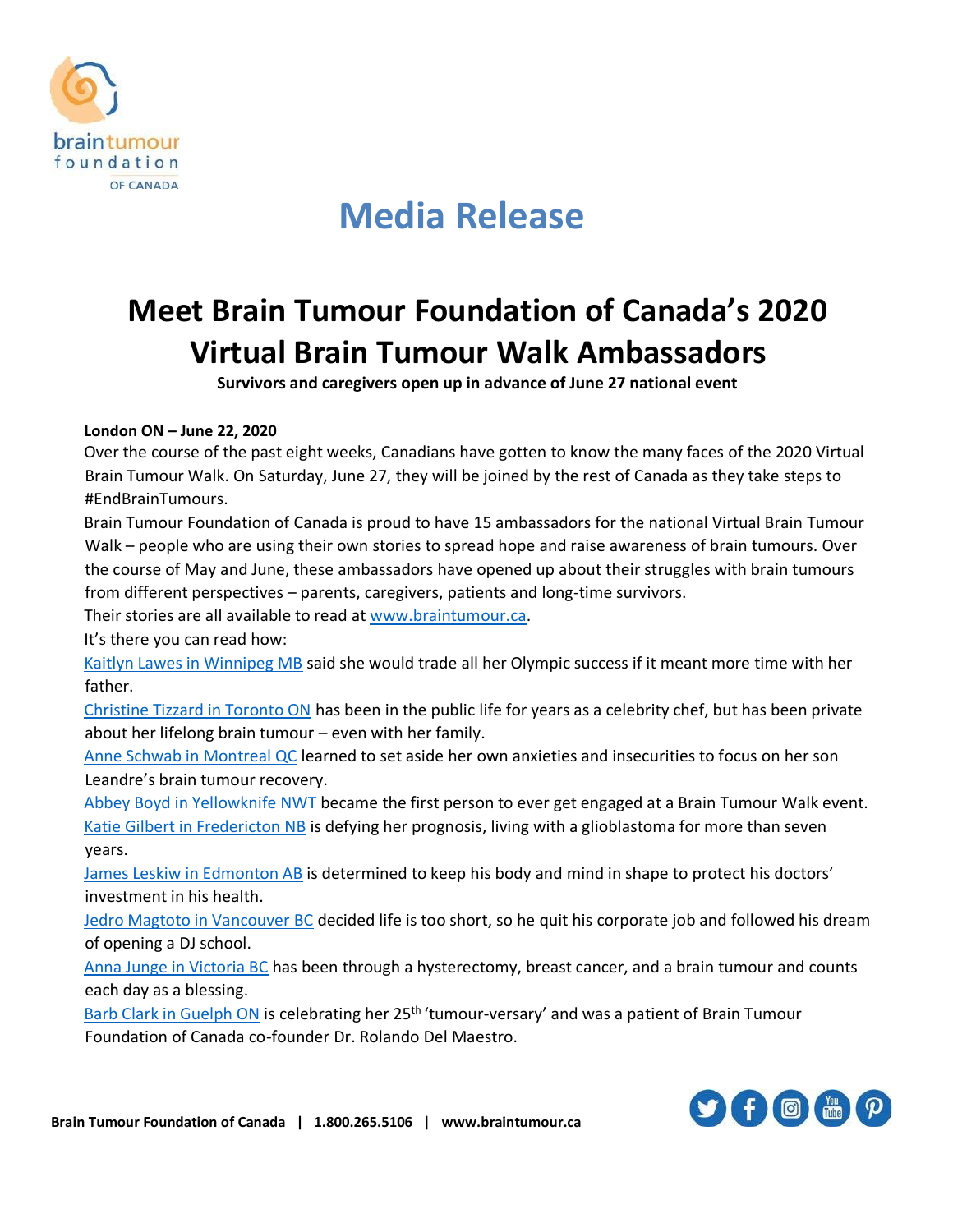# Media Release

## Meet Brain Tumour Foundation of Canada's 2020 Virtual Brain Tumour Walk Ambassadors

**Survivors and caregivers open up in advance of June 27 national event**

**London ON – June 22, 2020**

Over the course of the past eight weeks, Canadians have gotten to know the many faces of the 2020 Virtual Brain Tumour Walk. On Saturday, June 27, they will be joined by the rest of Canada as they take steps to #EndBrainTumours.

Brain Tumour Foundation of Canada is proud to have 15 ambassadors for the national Virtual Brain Tumour Walk – people who are using their own stories to spread hope and raise awareness of brain tumours. Over the course of May and June, these ambassadors have opened up about their struggles with brain tumours from different perspectives – parents, caregivers, patients and long-time survivors.

Their stories are all available to read at www.braintumour.ca.

It's there you can read how:

Kaitlyn Lawes in Winnipeg MB said she would trade all her Olympic success if it meant more time with her father.

Christine Tizzard in Toronto ON has been in the public life for years as a celebrity chef, but has been private about her lifelong brain tumour – even with her family.

Anne Schwab in Montreal QC learned to set aside her own anxieties and insecurities to focus on her son Leandre's brain tumour recovery.

Abbey Boyd in Yellowknife NWT became the first person to ever get engaged at a Brain Tumour Walk event.

Katie Gilbert in Fredericton NB is defying her prognosis, living with a glioblastoma for more than seven years.

James Leskiw in Edmonton AB is determined to keep his body and mind in shape to protect his doctors' investment in his health.

Jedro Magtoto in Vancouver BC decided life is too short, so he quit his corporate job and followed his dream of opening a DJ school.

Anna Junge in Victoria BC has been through a hysterectomy, breast cancer, and a brain tumour and counts each day as a blessing.

Barb Clark in Guelph ON is celebrating her 25th 'tumour-versary' and was a patient of Brain Tumour Foundation of Canada co-founder Dr. Rolando Del Maestro.

**Brain Tumour Foundation of Canada | 1.800.265.5106 | www.braintumour.ca**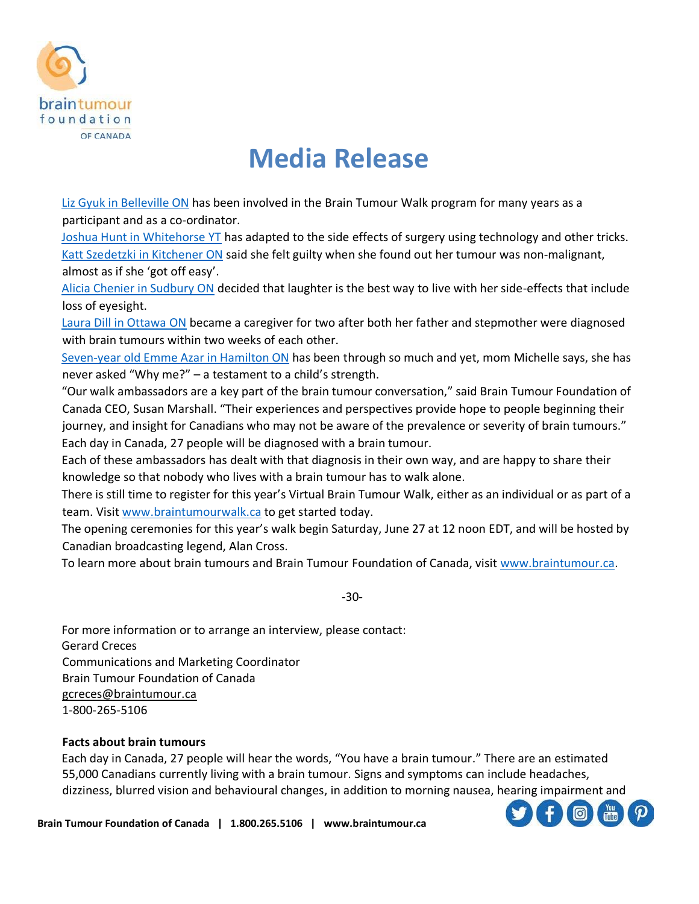# Media Release

Liz Gyuk in Belleville ON has been involved in the Brain Tumour Walk program for many years as a participant and as a co-ordinator.

Joshua Hunt in Whitehorse YT has adapted to the side effects of surgery using technology and other tricks.

Katt Szedetzki in Kitchener ON said she felt guilty when she found out her tumour was non-malignant, almost as if she 'got off easy'.

Alicia Chenier in Sudbury ON decided that laughter is the best way to live with her side-effects that include loss of eyesight.

Laura Dill in Ottawa ON became a caregiver for two after both her father and stepmother were diagnosed with brain tumours within two weeks of each other.

Seven-year old Emme Azar in Hamilton ON has been through so much and yet, mom Michelle says, she has never asked "Why me?" – a testament to a child's strength.

"Our walk ambassadors are a key part of the brain tumour conversation," said Brain Tumour Foundation of Canada CEO, Susan Marshall. "Their experiences and perspectives provide hope to people beginning their journey, and insight for Canadians who may not be aware of the prevalence or severity of brain tumours."

Each day in Canada, 27 people will be diagnosed with a brain tumour.

Each of these ambassadors has dealt with that diagnosis in their own way, and are happy to share their knowledge so that nobody who lives with a brain tumour has to walk alone.

There is still time to register for this year's Virtual Brain Tumour Walk, either as an individual or as part of a team. Visit www.braintumourwalk.ca to get started today.

The opening ceremonies for this year's walk begin Saturday, June 27 at 12 noon EDT, and will be hosted by Canadian broadcasting legend, Alan Cross.

To learn more about brain tumours and Brain Tumour Foundation of Canada, visit www.braintumour.ca.

-30-

For more information or to arrange an interview, please contact:
Gerard Creces
Communications and Marketing Coordinator
Brain Tumour Foundation of Canada
gcreces@braintumour.ca
1-800-265-5106

**Facts about brain tumours**

Each day in Canada, 27 people will hear the words, "You have a brain tumour." There are an estimated 55,000 Canadians currently living with a brain tumour. Signs and symptoms can include headaches, dizziness, blurred vision and behavioural changes, in addition to morning nausea, hearing impairment and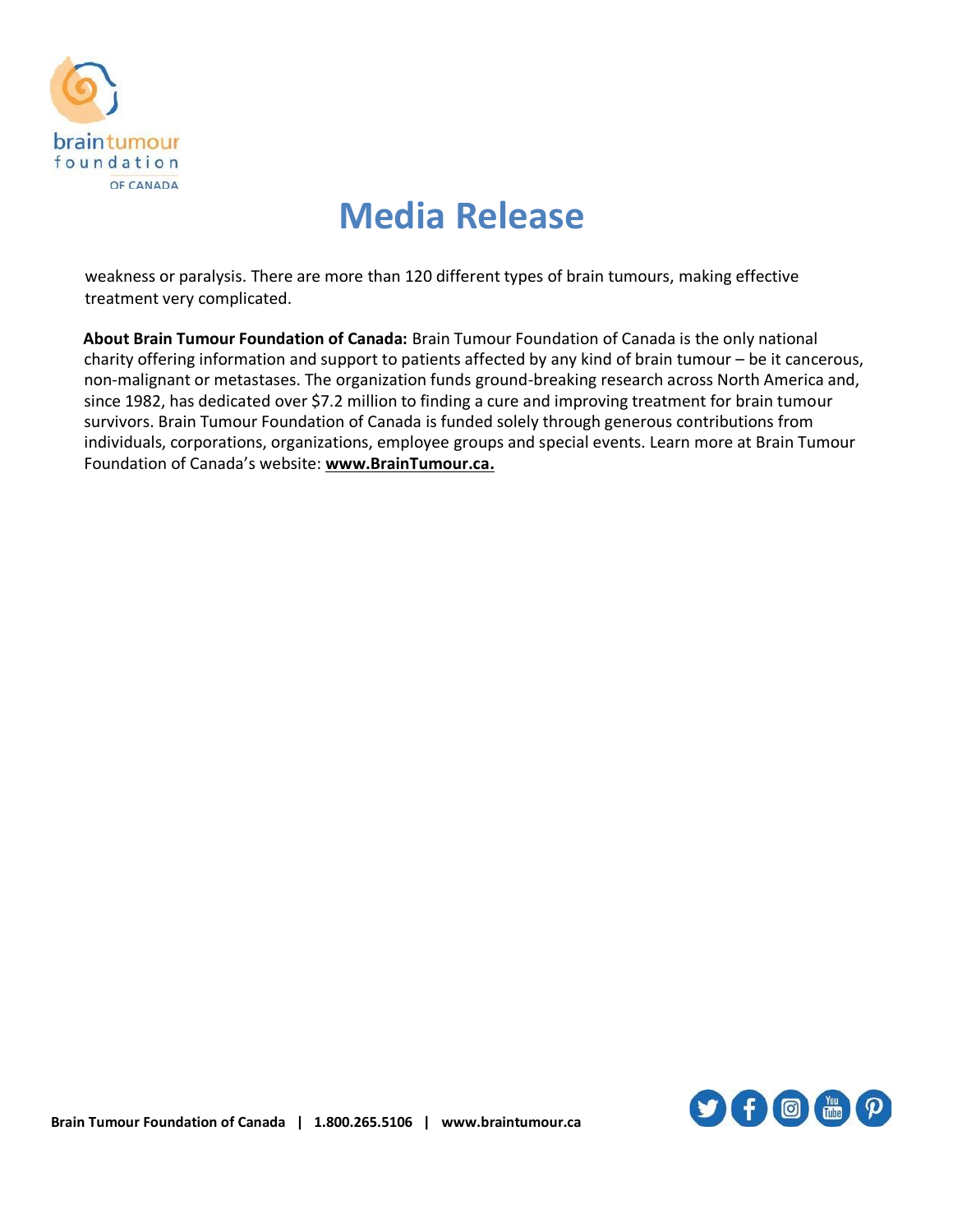# Media Release

weakness or paralysis. There are more than 120 different types of brain tumours, making effective treatment very complicated.

**About Brain Tumour Foundation of Canada:** Brain Tumour Foundation of Canada is the only national charity offering information and support to patients affected by any kind of brain tumour – be it cancerous, non-malignant or metastases. The organization funds ground-breaking research across North America and, since 1982, has dedicated over $7.2 million to finding a cure and improving treatment for brain tumour survivors. Brain Tumour Foundation of Canada is funded solely through generous contributions from individuals, corporations, organizations, employee groups and special events. Learn more at Brain Tumour Foundation of Canada's website: **www.BrainTumour.ca.**